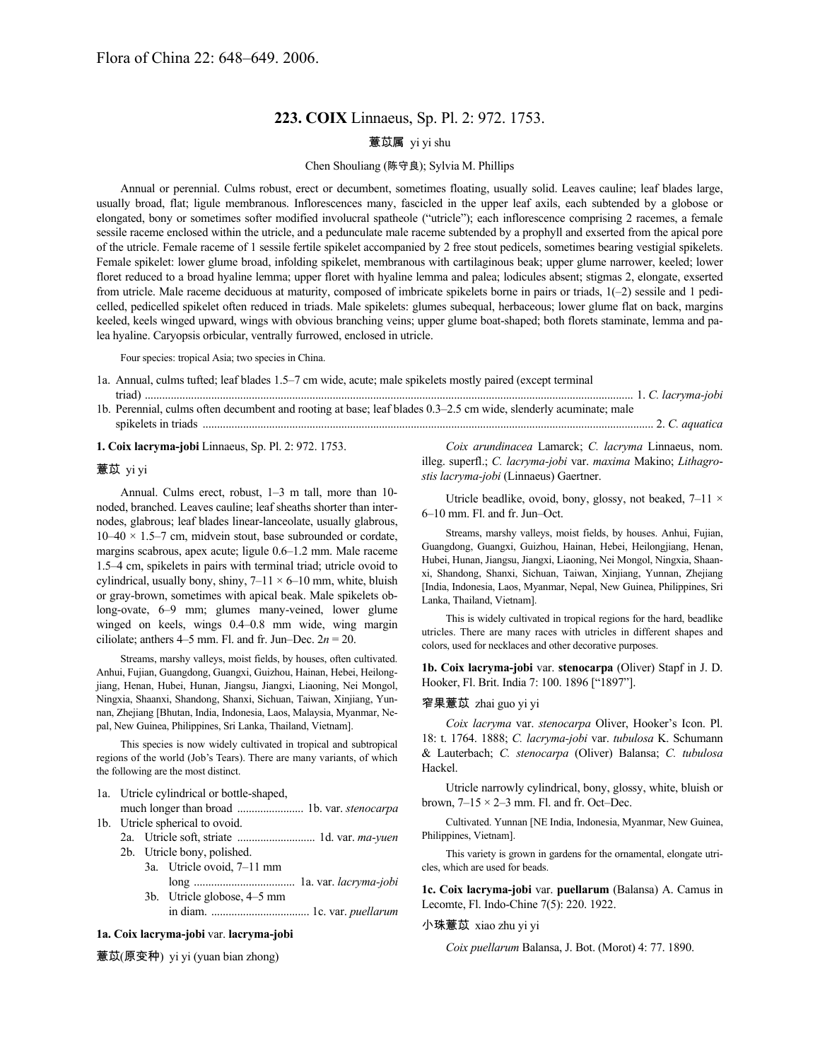Flora of China 22: 648–649. 2006.

## 223. COIX Linnaeus, Sp. Pl. 2: 972. 1753.

薏苡属 yi yi shu

Chen Shouliang (陈守良); Sylvia M. Phillips

Annual or perennial. Culms robust, erect or decumbent, sometimes floating, usually solid. Leaves cauline; leaf blades large, usually broad, flat; ligule membranous. Inflorescences many, fascicled in the upper leaf axils, each subtended by a globose or elongated, bony or sometimes softer modified involucral spatheole ("utricle"); each inflorescence comprising 2 racemes, a female sessile raceme enclosed within the utricle, and a pedunculate male raceme subtended by a prophyll and exserted from the apical pore of the utricle. Female raceme of 1 sessile fertile spikelet accompanied by 2 free stout pedicels, sometimes bearing vestigial spikelets. Female spikelet: lower glume broad, infolding spikelet, membranous with cartilaginous beak; upper glume narrower, keeled; lower floret reduced to a broad hyaline lemma; upper floret with hyaline lemma and palea; lodicules absent; stigmas 2, elongate, exserted from utricle. Male raceme deciduous at maturity, composed of imbricate spikelets borne in pairs or triads, 1(–2) sessile and 1 pedicelled, pedicelled spikelet often reduced in triads. Male spikelets: glumes subequal, herbaceous; lower glume flat on back, margins keeled, keels winged upward, wings with obvious branching veins; upper glume boat-shaped; both florets staminate, lemma and palea hyaline. Caryopsis orbicular, ventrally furrowed, enclosed in utricle.

Four species: tropical Asia; two species in China.

1a. Annual, culms tufted; leaf blades 1.5–7 cm wide, acute; male spikelets mostly paired (except terminal triad) .................... 1. *C. lacryma-jobi*
1b. Perennial, culms often decumbent and rooting at base; leaf blades 0.3–2.5 cm wide, slenderly acuminate; male spikelets in triads .................... 2. *C. aquatica*

**1. Coix lacryma-jobi** Linnaeus, Sp. Pl. 2: 972. 1753.

薏苡 yi yi

Annual. Culms erect, robust, 1–3 m tall, more than 10-noded, branched. Leaves cauline; leaf sheaths shorter than internodes, glabrous; leaf blades linear-lanceolate, usually glabrous, 10–40 × 1.5–7 cm, midvein stout, base subrounded or cordate, margins scabrous, apex acute; ligule 0.6–1.2 mm. Male raceme 1.5–4 cm, spikelets in pairs with terminal triad; utricle ovoid to cylindrical, usually bony, shiny, 7–11 × 6–10 mm, white, bluish or gray-brown, sometimes with apical beak. Male spikelets oblong-ovate, 6–9 mm; glumes many-veined, lower glume winged on keels, wings 0.4–0.8 mm wide, wing margin ciliolate; anthers 4–5 mm. Fl. and fr. Jun–Dec. $2n = 20$.

Streams, marshy valleys, moist fields, by houses, often cultivated. Anhui, Fujian, Guangdong, Guangxi, Guizhou, Hainan, Hebei, Heilongjiang, Henan, Hubei, Hunan, Jiangsu, Jiangxi, Liaoning, Nei Mongol, Ningxia, Shaanxi, Shandong, Shanxi, Sichuan, Taiwan, Xinjiang, Yunnan, Zhejiang [Bhutan, India, Indonesia, Laos, Malaysia, Myanmar, Nepal, New Guinea, Philippines, Sri Lanka, Thailand, Vietnam].

This species is now widely cultivated in tropical and subtropical regions of the world (Job's Tears). There are many variants, of which the following are the most distinct.

1a. Utricle cylindrical or bottle-shaped, much longer than broad .................... 1b. var. *stenocarpa*
1b. Utricle spherical to ovoid.
  2a. Utricle soft, striate .................... 1d. var. *ma-yuen*
  2b. Utricle bony, polished.
    3a. Utricle ovoid, 7–11 mm long .................... 1a. var. *lacryma-jobi*
    3b. Utricle globose, 4–5 mm in diam. .................... 1c. var. *puellarum*

**1a. Coix lacryma-jobi** var. **lacryma-jobi**

薏苡(原变种) yi yi (yuan bian zhong)

*Coix arundinacea* Lamarck; *C. lacryma* Linnaeus, nom. illeg. superfl.; *C. lacryma-jobi* var. *maxima* Makino; *Lithagrostis lacryma-jobi* (Linnaeus) Gaertner.

Utricle beadlike, ovoid, bony, glossy, not beaked, 7–11 × 6–10 mm. Fl. and fr. Jun–Oct.

Streams, marshy valleys, moist fields, by houses. Anhui, Fujian, Guangdong, Guangxi, Guizhou, Hainan, Hebei, Heilongjiang, Henan, Hubei, Hunan, Jiangsu, Jiangxi, Liaoning, Nei Mongol, Ningxia, Shaanxi, Shandong, Shanxi, Sichuan, Taiwan, Xinjiang, Yunnan, Zhejiang [India, Indonesia, Laos, Myanmar, Nepal, New Guinea, Philippines, Sri Lanka, Thailand, Vietnam].

This is widely cultivated in tropical regions for the hard, beadlike utricles. There are many races with utricles in different shapes and colors, used for necklaces and other decorative purposes.

**1b. Coix lacryma-jobi** var. **stenocarpa** (Oliver) Stapf in J. D. Hooker, Fl. Brit. India 7: 100. 1896 ["1897"].

窄果薏苡 zhai guo yi yi

*Coix lacryma* var. *stenocarpa* Oliver, Hooker's Icon. Pl. 18: t. 1764. 1888; *C. lacryma-jobi* var. *tubulosa* K. Schumann & Lauterbach; *C. stenocarpa* (Oliver) Balansa; *C. tubulosa* Hackel.

Utricle narrowly cylindrical, bony, glossy, white, bluish or brown, 7–15 × 2–3 mm. Fl. and fr. Oct–Dec.

Cultivated. Yunnan [NE India, Indonesia, Myanmar, New Guinea, Philippines, Vietnam].

This variety is grown in gardens for the ornamental, elongate utricles, which are used for beads.

**1c. Coix lacryma-jobi** var. **puellarum** (Balansa) A. Camus in Lecomte, Fl. Indo-Chine 7(5): 220. 1922.

小珠薏苡 xiao zhu yi yi

*Coix puellarum* Balansa, J. Bot. (Morot) 4: 77. 1890.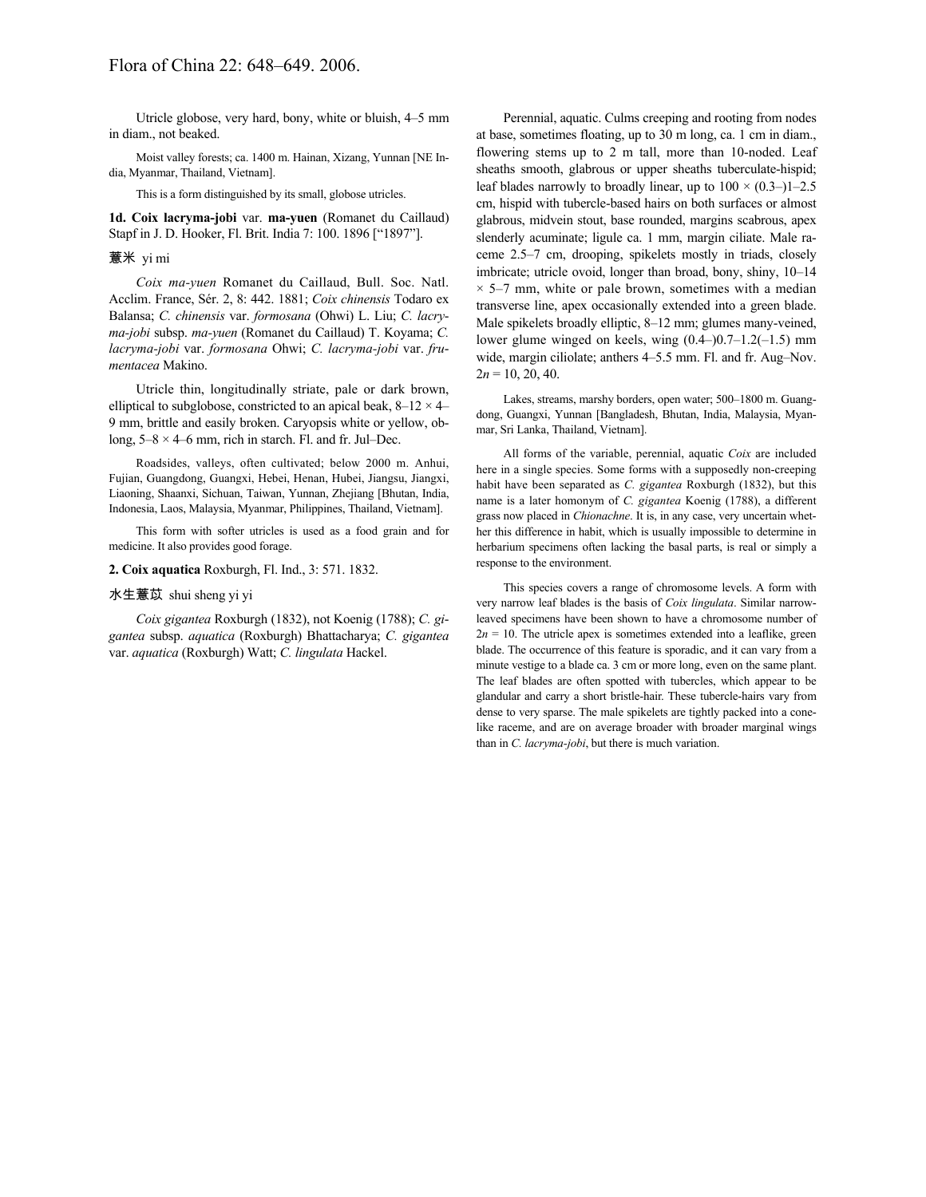Utricle globose, very hard, bony, white or bluish, 4–5 mm in diam., not beaked.

Moist valley forests; ca. 1400 m. Hainan, Xizang, Yunnan [NE India, Myanmar, Thailand, Vietnam].

This is a form distinguished by its small, globose utricles.

**1d. Coix lacryma-jobi** var. **ma-yuen** (Romanet du Caillaud) Stapf in J. D. Hooker, Fl. Brit. India 7: 100. 1896 [“1897”].

薏米 yi mi

*Coix ma-yuen* Romanet du Caillaud, Bull. Soc. Natl. Acclim. France, Sér. 2, 8: 442. 1881; *Coix chinensis* Todaro ex Balansa; *C. chinensis* var. *formosana* (Ohwi) L. Liu; *C. lacryma-jobi* subsp. *ma-yuen* (Romanet du Caillaud) T. Koyama; *C. lacryma-jobi* var. *formosana* Ohwi; *C. lacryma-jobi* var. *frumentacea* Makino.

Utricle thin, longitudinally striate, pale or dark brown, elliptical to subglobose, constricted to an apical beak, 8–12 × 4–9 mm, brittle and easily broken. Caryopsis white or yellow, oblong, 5–8 × 4–6 mm, rich in starch. Fl. and fr. Jul–Dec.

Roadsides, valleys, often cultivated; below 2000 m. Anhui, Fujian, Guangdong, Guangxi, Hebei, Henan, Hubei, Jiangsu, Jiangxi, Liaoning, Shaanxi, Sichuan, Taiwan, Yunnan, Zhejiang [Bhutan, India, Indonesia, Laos, Malaysia, Myanmar, Philippines, Thailand, Vietnam].

This form with softer utricles is used as a food grain and for medicine. It also provides good forage.

**2. Coix aquatica** Roxburgh, Fl. Ind., 3: 571. 1832.

水生薏苡 shui sheng yi yi

*Coix gigantea* Roxburgh (1832), not Koenig (1788); *C. gigantea* subsp. *aquatica* (Roxburgh) Bhattacharya; *C. gigantea* var. *aquatica* (Roxburgh) Watt; *C. lingulata* Hackel.

Perennial, aquatic. Culms creeping and rooting from nodes at base, sometimes floating, up to 30 m long, ca. 1 cm in diam., flowering stems up to 2 m tall, more than 10-noded. Leaf sheaths smooth, glabrous or upper sheaths tuberculate-hispid; leaf blades narrowly to broadly linear, up to 100 × (0.3–)1–2.5 cm, hispid with tubercle-based hairs on both surfaces or almost glabrous, midvein stout, base rounded, margins scabrous, apex slenderly acuminate; ligule ca. 1 mm, margin ciliate. Male raceme 2.5–7 cm, drooping, spikelets mostly in triads, closely imbricate; utricle ovoid, longer than broad, bony, shiny, 10–14 × 5–7 mm, white or pale brown, sometimes with a median transverse line, apex occasionally extended into a green blade. Male spikelets broadly elliptic, 8–12 mm; glumes many-veined, lower glume winged on keels, wing (0.4–)0.7–1.2(–1.5) mm wide, margin ciliolate; anthers 4–5.5 mm. Fl. and fr. Aug–Nov. $2n = 10, 20, 40$.

Lakes, streams, marshy borders, open water; 500–1800 m. Guangdong, Guangxi, Yunnan [Bangladesh, Bhutan, India, Malaysia, Myanmar, Sri Lanka, Thailand, Vietnam].

All forms of the variable, perennial, aquatic *Coix* are included here in a single species. Some forms with a supposedly non-creeping habit have been separated as *C. gigantea* Roxburgh (1832), but this name is a later homonym of *C. gigantea* Koenig (1788), a different grass now placed in *Chionachne*. It is, in any case, very uncertain whether this difference in habit, which is usually impossible to determine in herbarium specimens often lacking the basal parts, is real or simply a response to the environment.

This species covers a range of chromosome levels. A form with very narrow leaf blades is the basis of *Coix lingulata*. Similar narrow-leaved specimens have been shown to have a chromosome number of $2n = 10$. The utricle apex is sometimes extended into a leaflike, green blade. The occurrence of this feature is sporadic, and it can vary from a minute vestige to a blade ca. 3 cm or more long, even on the same plant. The leaf blades are often spotted with tubercles, which appear to be glandular and carry a short bristle-hair. These tubercle-hairs vary from dense to very sparse. The male spikelets are tightly packed into a cone-like raceme, and are on average broader with broader marginal wings than in *C. lacryma-jobi*, but there is much variation.